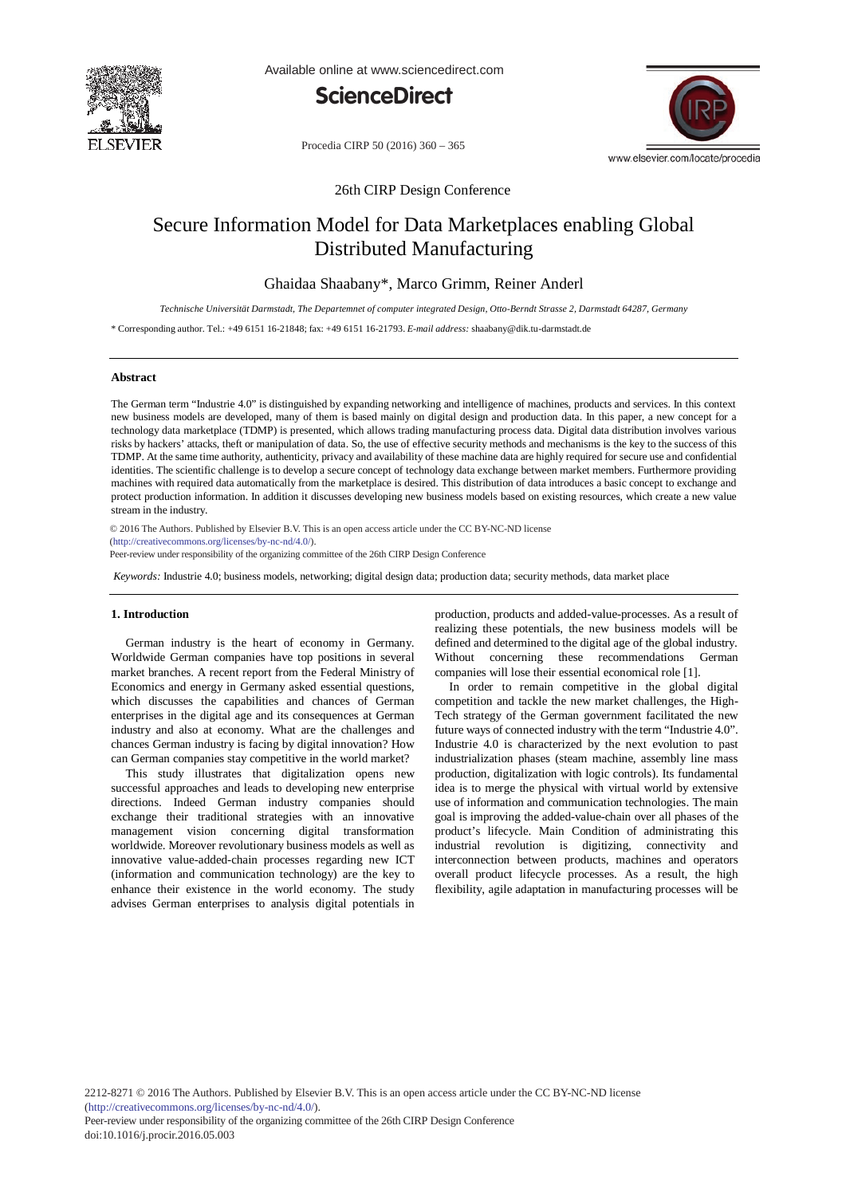26th CIRP Design Conference

# Secure Information Model for Data Marketplaces enabling Global Distributed Manufacturing

Ghaidaa Shaabany*, Marco Grimm, Reiner Anderl

*Technische Universität Darmstadt, The Departemnet of computer integrated Design, Otto-Berndt Strasse 2, Darmstadt 64287, Germany*

* Corresponding author. Tel.: +49 6151 16-21848; fax: +49 6151 16-21793. *E-mail address:* shaabany@dik.tu-darmstadt.de

## Abstract

The German term "Industrie 4.0" is distinguished by expanding networking and intelligence of machines, products and services. In this context new business models are developed, many of them is based mainly on digital design and production data. In this paper, a new concept for a technology data marketplace (TDMP) is presented, which allows trading manufacturing process data. Digital data distribution involves various risks by hackers' attacks, theft or manipulation of data. So, the use of effective security methods and mechanisms is the key to the success of this TDMP. At the same time authority, authenticity, privacy and availability of these machine data are highly required for secure use and confidential identities. The scientific challenge is to develop a secure concept of technology data exchange between market members. Furthermore providing machines with required data automatically from the marketplace is desired. This distribution of data introduces a basic concept to exchange and protect production information. In addition it discusses developing new business models based on existing resources, which create a new value stream in the industry.

© 2016 The Authors. Published by Elsevier B.V. This is an open access article under the CC BY-NC-ND license (http://creativecommons.org/licenses/by-nc-nd/4.0/).
Peer-review under responsibility of the organizing committee of the 26th CIRP Design Conference

*Keywords:* Industrie 4.0; business models, networking; digital design data; production data; security methods, data market place

## 1. Introduction

German industry is the heart of economy in Germany. Worldwide German companies have top positions in several market branches. A recent report from the Federal Ministry of Economics and energy in Germany asked essential questions, which discusses the capabilities and chances of German enterprises in the digital age and its consequences at German industry and also at economy. What are the challenges and chances German industry is facing by digital innovation? How can German companies stay competitive in the world market?

This study illustrates that digitalization opens new successful approaches and leads to developing new enterprise directions. Indeed German industry companies should exchange their traditional strategies with an innovative management vision concerning digital transformation worldwide. Moreover revolutionary business models as well as innovative value-added-chain processes regarding new ICT (information and communication technology) are the key to enhance their existence in the world economy. The study advises German enterprises to analysis digital potentials in production, products and added-value-processes. As a result of realizing these potentials, the new business models will be defined and determined to the digital age of the global industry. Without concerning these recommendations German companies will lose their essential economical role [1].

In order to remain competitive in the global digital competition and tackle the new market challenges, the High-Tech strategy of the German government facilitated the new future ways of connected industry with the term "Industrie 4.0". Industrie 4.0 is characterized by the next evolution to past industrialization phases (steam machine, assembly line mass production, digitalization with logic controls). Its fundamental idea is to merge the physical with virtual world by extensive use of information and communication technologies. The main goal is improving the added-value-chain over all phases of the product's lifecycle. Main Condition of administrating this industrial revolution is digitizing, connectivity and interconnection between products, machines and operators overall product lifecycle processes. As a result, the high flexibility, agile adaptation in manufacturing processes will be

2212-8271 © 2016 The Authors. Published by Elsevier B.V. This is an open access article under the CC BY-NC-ND license (http://creativecommons.org/licenses/by-nc-nd/4.0/).
Peer-review under responsibility of the organizing committee of the 26th CIRP Design Conference
doi:10.1016/j.procir.2016.05.003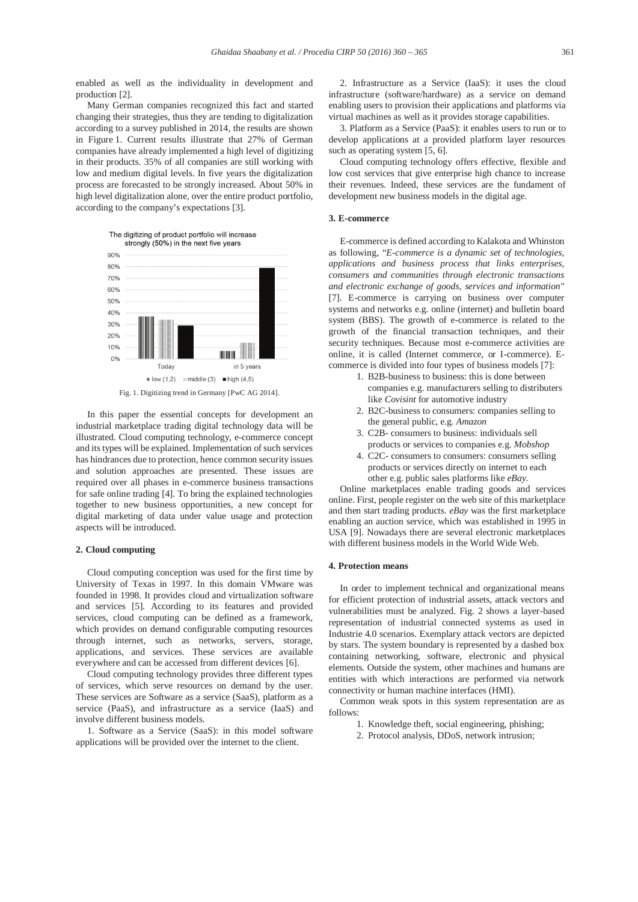enabled as well as the individuality in development and production [2].

Many German companies recognized this fact and started changing their strategies, thus they are tending to digitalization according to a survey published in 2014, the results are shown in Figure 1. Current results illustrate that 27% of German companies have already implemented a high level of digitizing in their products. 35% of all companies are still working with low and medium digital levels. In five years the digitalization process are forecasted to be strongly increased. About 50% in high level digitalization alone, over the entire product portfolio, according to the company's expectations [3].

Fig. 1. Digitizing trend in Germany [PwC AG 2014].

In this paper the essential concepts for development an industrial marketplace trading digital technology data will be illustrated. Cloud computing technology, e-commerce concept and its types will be explained. Implementation of such services has hindrances due to protection, hence common security issues and solution approaches are presented. These issues are required over all phases in e-commerce business transactions for safe online trading [4]. To bring the explained technologies together to new business opportunities, a new concept for digital marketing of data under value usage and protection aspects will be introduced.

## 2. Cloud computing

Cloud computing conception was used for the first time by University of Texas in 1997. In this domain VMware was founded in 1998. It provides cloud and virtualization software and services [5]. According to its features and provided services, cloud computing can be defined as a framework, which provides on demand configurable computing resources through internet, such as networks, servers, storage, applications, and services. These services are available everywhere and can be accessed from different devices [6].

Cloud computing technology provides three different types of services, which serve resources on demand by the user. These services are Software as a service (SaaS), platform as a service (PaaS), and infrastructure as a service (IaaS) and involve different business models.

1. Software as a Service (SaaS): in this model software applications will be provided over the internet to the client.

2. Infrastructure as a Service (IaaS): it uses the cloud infrastructure (software/hardware) as a service on demand enabling users to provision their applications and platforms via virtual machines as well as it provides storage capabilities.

3. Platform as a Service (PaaS): it enables users to run or to develop applications at a provided platform layer resources such as operating system [5, 6].

Cloud computing technology offers effective, flexible and low cost services that give enterprise high chance to increase their revenues. Indeed, these services are the fundament of development new business models in the digital age.

## 3. E-commerce

E-commerce is defined according to Kalakota and Whinston as following, "*E-commerce is a dynamic set of technologies, applications and business process that links enterprises, consumers and communities through electronic transactions and electronic exchange of goods, services and information*" [7]. E-commerce is carrying on business over computer systems and networks e.g. online (internet) and bulletin board system (BBS). The growth of e-commerce is related to the growth of the financial transaction techniques, and their security techniques. Because most e-commerce activities are online, it is called (Internet commerce, or I-commerce). E-commerce is divided into four types of business models [7]:

1. B2B-business to business: this is done between companies e.g. manufacturers selling to distributors like *Covisint* for automotive industry
2. B2C-business to consumers: companies selling to the general public, e.g. *Amazon*
3. C2B- consumers to business: individuals sell products or services to companies e.g. *Mobshop*
4. C2C- consumers to consumers: consumers selling products or services directly on internet to each other e.g. public sales platforms like *eBay*.

Online marketplaces enable trading goods and services online. First, people register on the web site of this marketplace and then start trading products. *eBay* was the first marketplace enabling an auction service, which was established in 1995 in USA [9]. Nowadays there are several electronic marketplaces with different business models in the World Wide Web.

## 4. Protection means

In order to implement technical and organizational means for efficient protection of industrial assets, attack vectors and vulnerabilities must be analyzed. Fig. 2 shows a layer-based representation of industrial connected systems as used in Industrie 4.0 scenarios. Exemplary attack vectors are depicted by stars. The system boundary is represented by a dashed box containing networking, software, electronic and physical elements. Outside the system, other machines and humans are entities with which interactions are performed via network connectivity or human machine interfaces (HMI).

Common weak spots in this system representation are as follows:

1. Knowledge theft, social engineering, phishing;
2. Protocol analysis, DDoS, network intrusion;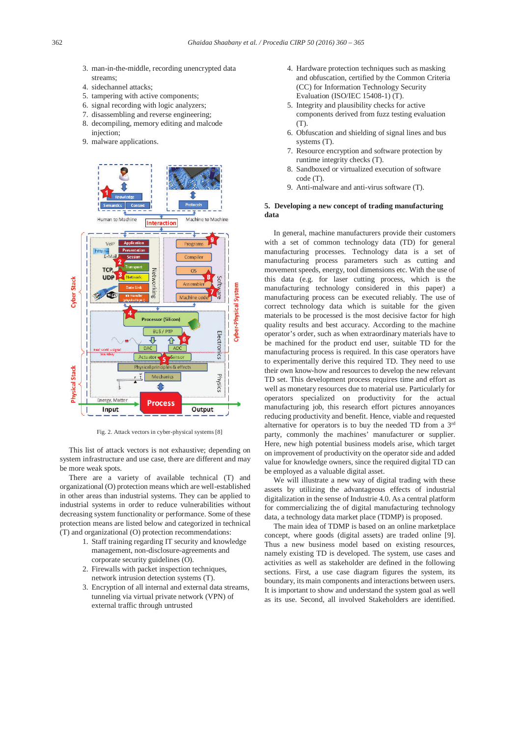3. man-in-the-middle, recording unencrypted data streams;
4. sidechannel attacks;
5. tampering with active components;
6. signal recording with logic analyzers;
7. disassembling and reverse engineering;
8. decompiling, memory editing and malcode injection;
9. malware applications.

Fig. 2. Attack vectors in cyber-physical systems [8]

This list of attack vectors is not exhaustive; depending on system infrastructure and use case, there are different and may be more weak spots.

There are a variety of available technical (T) and organizational (O) protection means which are well-established in other areas than industrial systems. They can be applied to industrial systems in order to reduce vulnerabilities without decreasing system functionality or performance. Some of these protection means are listed below and categorized in technical (T) and organizational (O) protection recommendations:

1. Staff training regarding IT security and knowledge management, non-disclosure-agreements and corporate security guidelines (O).
2. Firewalls with packet inspection techniques, network intrusion detection systems (T).
3. Encryption of all internal and external data streams, tunneling via virtual private network (VPN) of external traffic through untrusted
4. Hardware protection techniques such as masking and obfuscation, certified by the Common Criteria (CC) for Information Technology Security Evaluation (ISO/IEC 15408-1) (T).
5. Integrity and plausibility checks for active components derived from fuzz testing evaluation (T).
6. Obfuscation and shielding of signal lines and bus systems (T).
7. Resource encryption and software protection by runtime integrity checks (T).
8. Sandboxed or virtualized execution of software code (T).
9. Anti-malware and anti-virus software (T).

## 5. Developing a new concept of trading manufacturing data

In general, machine manufacturers provide their customers with a set of common technology data (TD) for general manufacturing processes. Technology data is a set of manufacturing process parameters such as cutting and movement speeds, energy, tool dimensions etc. With the use of this data (e.g. for laser cutting process, which is the manufacturing technology considered in this paper) a manufacturing process can be executed reliably. The use of correct technology data which is suitable for the given materials to be processed is the most decisive factor for high quality results and best accuracy. According to the machine operator's order, such as when extraordinary materials have to be machined for the product end user, suitable TD for the manufacturing process is required. In this case operators have to experimentally derive this required TD. They need to use their own know-how and resources to develop the new relevant TD set. This development process requires time and effort as well as monetary resources due to material use. Particularly for operators specialized on productivity for the actual manufacturing job, this research effort pictures annoyances reducing productivity and benefit. Hence, viable and requested alternative for operators is to buy the needed TD from a 3rd party, commonly the machines' manufacturer or supplier. Here, new high potential business models arise, which target on improvement of productivity on the operator side and added value for knowledge owners, since the required digital TD can be employed as a valuable digital asset.

We will illustrate a new way of digital trading with these assets by utilizing the advantageous effects of industrial digitalization in the sense of Industrie 4.0. As a central platform for commercializing the of digital manufacturing technology data, a technology data market place (TDMP) is proposed.

The main idea of TDMP is based on an online marketplace concept, where goods (digital assets) are traded online [9]. Thus a new business model based on existing resources, namely existing TD is developed. The system, use cases and activities as well as stakeholder are defined in the following sections. First, a use case diagram figures the system, its boundary, its main components and interactions between users. It is important to show and understand the system goal as well as its use. Second, all involved Stakeholders are identified.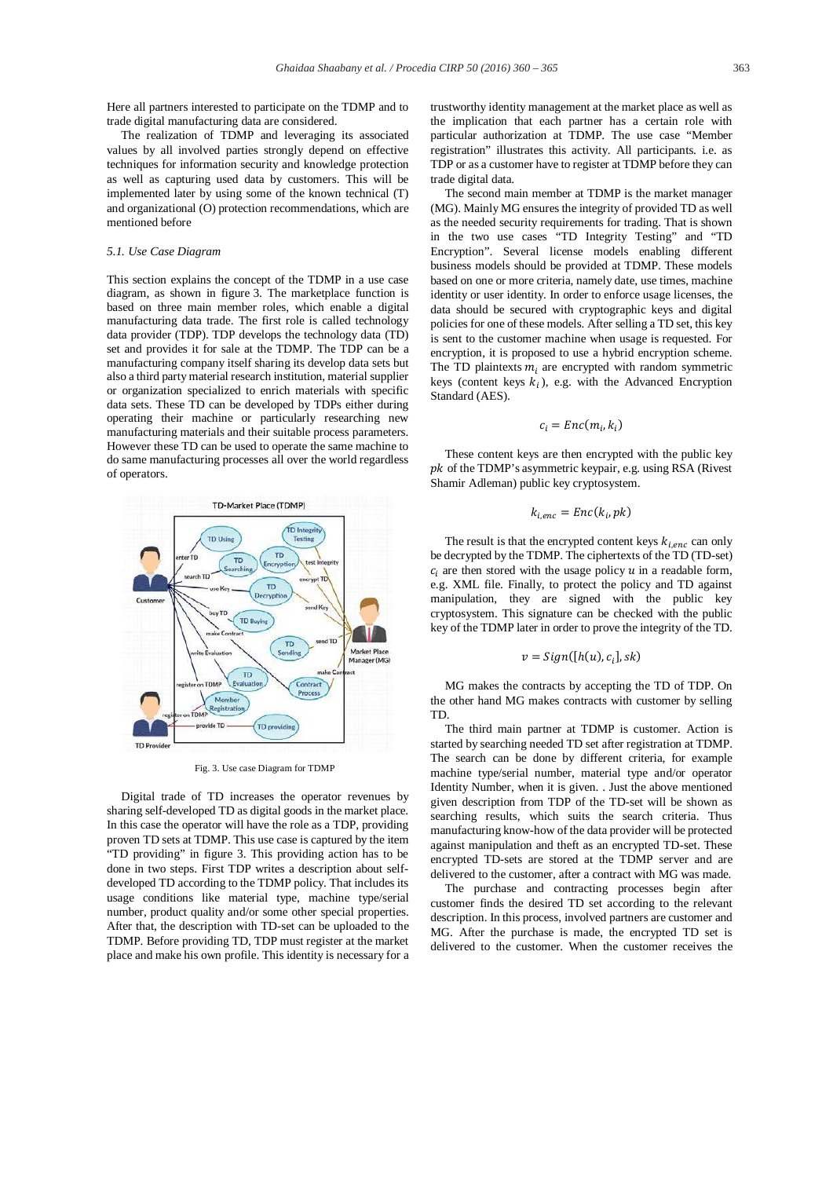Here all partners interested to participate on the TDMP and to trade digital manufacturing data are considered.

The realization of TDMP and leveraging its associated values by all involved parties strongly depend on effective techniques for information security and knowledge protection as well as capturing used data by customers. This will be implemented later by using some of the known technical (T) and organizational (O) protection recommendations, which are mentioned before

### *5.1. Use Case Diagram*

This section explains the concept of the TDMP in a use case diagram, as shown in figure 3. The marketplace function is based on three main member roles, which enable a digital manufacturing data trade. The first role is called technology data provider (TDP). TDP develops the technology data (TD) set and provides it for sale at the TDMP. The TDP can be a manufacturing company itself sharing its develop data sets but also a third party material research institution, material supplier or organization specialized to enrich materials with specific data sets. These TD can be developed by TDPs either during operating their machine or particularly researching new manufacturing materials and their suitable process parameters. However these TD can be used to operate the same machine to do same manufacturing processes all over the world regardless of operators.

Fig. 3. Use case Diagram for TDMP

Digital trade of TD increases the operator revenues by sharing self-developed TD as digital goods in the market place. In this case the operator will have the role as a TDP, providing proven TD sets at TDMP. This use case is captured by the item "TD providing" in figure 3. This providing action has to be done in two steps. First TDP writes a description about self-developed TD according to the TDMP policy. That includes its usage conditions like material type, machine type/serial number, product quality and/or some other special properties. After that, the description with TD-set can be uploaded to the TDMP. Before providing TD, TDP must register at the market place and make his own profile. This identity is necessary for a trustworthy identity management at the market place as well as the implication that each partner has a certain role with particular authorization at TDMP. The use case "Member registration" illustrates this activity. All participants. i.e. as TDP or as a customer have to register at TDMP before they can trade digital data.

The second main member at TDMP is the market manager (MG). Mainly MG ensures the integrity of provided TD as well as the needed security requirements for trading. That is shown in the two use cases "TD Integrity Testing" and "TD Encryption". Several license models enabling different business models should be provided at TDMP. These models based on one or more criteria, namely date, use times, machine identity or user identity. In order to enforce usage licenses, the data should be secured with cryptographic keys and digital policies for one of these models. After selling a TD set, this key is sent to the customer machine when usage is requested. For encryption, it is proposed to use a hybrid encryption scheme. The TD plaintexts $m_i$ are encrypted with random symmetric keys (content keys $k_i$), e.g. with the Advanced Encryption Standard (AES).

$$c_i = Enc(m_i, k_i)$$

These content keys are then encrypted with the public key $pk$ of the TDMP's asymmetric keypair, e.g. using RSA (Rivest Shamir Adleman) public key cryptosystem.

$$k_{i,enc} = Enc(k_i, pk)$$

The result is that the encrypted content keys $k_{i,enc}$ can only be decrypted by the TDMP. The ciphertexts of the TD (TD-set) $c_i$ are then stored with the usage policy $u$ in a readable form, e.g. XML file. Finally, to protect the policy and TD against manipulation, they are signed with the public key cryptosystem. This signature can be checked with the public key of the TDMP later in order to prove the integrity of the TD.

$$v = Sign([h(u), c_i], sk)$$

MG makes the contracts by accepting the TD of TDP. On the other hand MG makes contracts with customer by selling TD.

The third main partner at TDMP is customer. Action is started by searching needed TD set after registration at TDMP. The search can be done by different criteria, for example machine type/serial number, material type and/or operator Identity Number, when it is given. . Just the above mentioned given description from TDP of the TD-set will be shown as searching results, which suits the search criteria. Thus manufacturing know-how of the data provider will be protected against manipulation and theft as an encrypted TD-set. These encrypted TD-sets are stored at the TDMP server and are delivered to the customer, after a contract with MG was made.

The purchase and contracting processes begin after customer finds the desired TD set according to the relevant description. In this process, involved partners are customer and MG. After the purchase is made, the encrypted TD set is delivered to the customer. When the customer receives the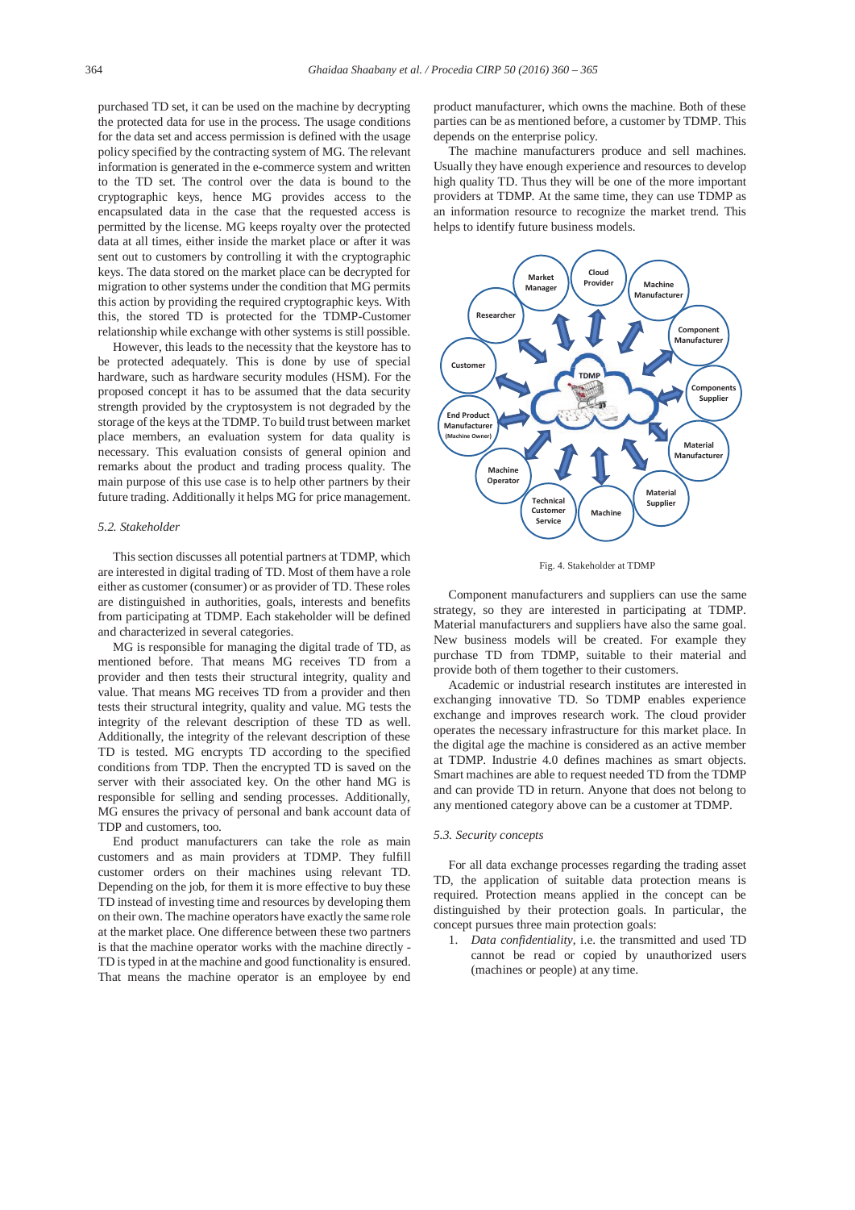purchased TD set, it can be used on the machine by decrypting the protected data for use in the process. The usage conditions for the data set and access permission is defined with the usage policy specified by the contracting system of MG. The relevant information is generated in the e-commerce system and written to the TD set. The control over the data is bound to the cryptographic keys, hence MG provides access to the encapsulated data in the case that the requested access is permitted by the license. MG keeps royalty over the protected data at all times, either inside the market place or after it was sent out to customers by controlling it with the cryptographic keys. The data stored on the market place can be decrypted for migration to other systems under the condition that MG permits this action by providing the required cryptographic keys. With this, the stored TD is protected for the TDMP-Customer relationship while exchange with other systems is still possible.

However, this leads to the necessity that the keystore has to be protected adequately. This is done by use of special hardware, such as hardware security modules (HSM). For the proposed concept it has to be assumed that the data security strength provided by the cryptosystem is not degraded by the storage of the keys at the TDMP. To build trust between market place members, an evaluation system for data quality is necessary. This evaluation consists of general opinion and remarks about the product and trading process quality. The main purpose of this use case is to help other partners by their future trading. Additionally it helps MG for price management.

### *5.2. Stakeholder*

This section discusses all potential partners at TDMP, which are interested in digital trading of TD. Most of them have a role either as customer (consumer) or as provider of TD. These roles are distinguished in authorities, goals, interests and benefits from participating at TDMP. Each stakeholder will be defined and characterized in several categories.

MG is responsible for managing the digital trade of TD, as mentioned before. That means MG receives TD from a provider and then tests their structural integrity, quality and value. That means MG receives TD from a provider and then tests their structural integrity, quality and value. MG tests the integrity of the relevant description of these TD as well. Additionally, the integrity of the relevant description of these TD is tested. MG encrypts TD according to the specified conditions from TDP. Then the encrypted TD is saved on the server with their associated key. On the other hand MG is responsible for selling and sending processes. Additionally, MG ensures the privacy of personal and bank account data of TDP and customers, too.

End product manufacturers can take the role as main customers and as main providers at TDMP. They fulfill customer orders on their machines using relevant TD. Depending on the job, for them it is more effective to buy these TD instead of investing time and resources by developing them on their own. The machine operators have exactly the same role at the market place. One difference between these two partners is that the machine operator works with the machine directly - TD is typed in at the machine and good functionality is ensured. That means the machine operator is an employee by end product manufacturer, which owns the machine. Both of these parties can be as mentioned before, a customer by TDMP. This depends on the enterprise policy.

The machine manufacturers produce and sell machines. Usually they have enough experience and resources to develop high quality TD. Thus they will be one of the more important providers at TDMP. At the same time, they can use TDMP as an information resource to recognize the market trend. This helps to identify future business models.

Fig. 4. Stakeholder at TDMP

Component manufacturers and suppliers can use the same strategy, so they are interested in participating at TDMP. Material manufacturers and suppliers have also the same goal. New business models will be created. For example they purchase TD from TDMP, suitable to their material and provide both of them together to their customers.

Academic or industrial research institutes are interested in exchanging innovative TD. So TDMP enables experience exchange and improves research work. The cloud provider operates the necessary infrastructure for this market place. In the digital age the machine is considered as an active member at TDMP. Industrie 4.0 defines machines as smart objects. Smart machines are able to request needed TD from the TDMP and can provide TD in return. Anyone that does not belong to any mentioned category above can be a customer at TDMP.

### *5.3. Security concepts*

For all data exchange processes regarding the trading asset TD, the application of suitable data protection means is required. Protection means applied in the concept can be distinguished by their protection goals. In particular, the concept pursues three main protection goals:

1. *Data confidentiality*, i.e. the transmitted and used TD cannot be read or copied by unauthorized users (machines or people) at any time.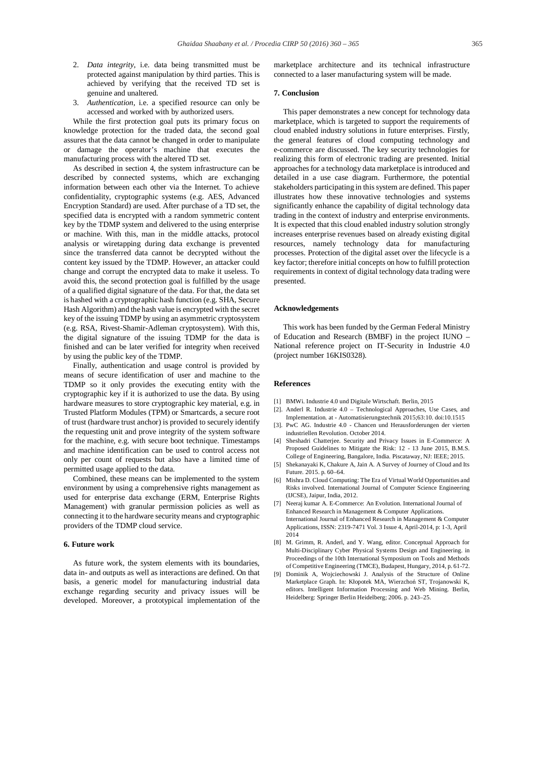2. *Data integrity*, i.e. data being transmitted must be protected against manipulation by third parties. This is achieved by verifying that the received TD set is genuine and unaltered.
3. *Authentication*, i.e. a specified resource can only be accessed and worked with by authorized users.

While the first protection goal puts its primary focus on knowledge protection for the traded data, the second goal assures that the data cannot be changed in order to manipulate or damage the operator's machine that executes the manufacturing process with the altered TD set.

As described in section 4, the system infrastructure can be described by connected systems, which are exchanging information between each other via the Internet. To achieve confidentiality, cryptographic systems (e.g. AES, Advanced Encryption Standard) are used. After purchase of a TD set, the specified data is encrypted with a random symmetric content key by the TDMP system and delivered to the using enterprise or machine. With this, man in the middle attacks, protocol analysis or wiretapping during data exchange is prevented since the transferred data cannot be decrypted without the content key issued by the TDMP. However, an attacker could change and corrupt the encrypted data to make it useless. To avoid this, the second protection goal is fulfilled by the usage of a qualified digital signature of the data. For that, the data set is hashed with a cryptographic hash function (e.g. SHA, Secure Hash Algorithm) and the hash value is encrypted with the secret key of the issuing TDMP by using an asymmetric cryptosystem (e.g. RSA, Rivest-Shamir-Adleman cryptosystem). With this, the digital signature of the issuing TDMP for the data is finished and can be later verified for integrity when received by using the public key of the TDMP.

Finally, authentication and usage control is provided by means of secure identification of user and machine to the TDMP so it only provides the executing entity with the cryptographic key if it is authorized to use the data. By using hardware measures to store cryptographic key material, e.g. in Trusted Platform Modules (TPM) or Smartcards, a secure root of trust (hardware trust anchor) is provided to securely identify the requesting unit and prove integrity of the system software for the machine, e.g. with secure boot technique. Timestamps and machine identification can be used to control access not only per count of requests but also have a limited time of permitted usage applied to the data.

Combined, these means can be implemented to the system environment by using a comprehensive rights management as used for enterprise data exchange (ERM, Enterprise Rights Management) with granular permission policies as well as connecting it to the hardware security means and cryptographic providers of the TDMP cloud service.

## 6. Future work

As future work, the system elements with its boundaries, data in- and outputs as well as interactions are defined. On that basis, a generic model for manufacturing industrial data exchange regarding security and privacy issues will be developed. Moreover, a prototypical implementation of the marketplace architecture and its technical infrastructure connected to a laser manufacturing system will be made.

## 7. Conclusion

This paper demonstrates a new concept for technology data marketplace, which is targeted to support the requirements of cloud enabled industry solutions in future enterprises. Firstly, the general features of cloud computing technology and e-commerce are discussed. The key security technologies for realizing this form of electronic trading are presented. Initial approaches for a technology data marketplace is introduced and detailed in a use case diagram. Furthermore, the potential stakeholders participating in this system are defined. This paper illustrates how these innovative technologies and systems significantly enhance the capability of digital technology data trading in the context of industry and enterprise environments. It is expected that this cloud enabled industry solution strongly increases enterprise revenues based on already existing digital resources, namely technology data for manufacturing processes. Protection of the digital asset over the lifecycle is a key factor; therefore initial concepts on how to fulfill protection requirements in context of digital technology data trading were presented.

## Acknowledgements

This work has been funded by the German Federal Ministry of Education and Research (BMBF) in the project IUNO – National reference project on IT-Security in Industrie 4.0 (project number 16KIS0328).

## References

[1] BMWi. Industrie 4.0 und Digitale Wirtschaft. Berlin, 2015

[2]. Anderl R. Industrie 4.0 – Technological Approaches, Use Cases, and Implementation. at - Automatisierungstechnik 2015;63:10. doi:10.1515

[3]. PwC AG. Industrie 4.0 - Chancen und Herausforderungen der vierten industriellen Revolution. October 2014.

[4] Sheshadri Chatterjee. Security and Privacy Issues in E-Commerce: A Proposed Guidelines to Mitigate the Risk: 12 - 13 June 2015, B.M.S. College of Engineering, Bangalore, India. Piscataway, NJ: IEEE; 2015.

[5] Shekanayaki K, Chakure A, Jain A. A Survey of Journey of Cloud and Its Future. 2015. p. 60–64.

[6] Mishra D. Cloud Computing: The Era of Virtual World Opportunities and Risks involved. International Journal of Computer Science Engineering (IJCSE), Jaipur, India, 2012.

[7] Neeraj kumar A. E-Commerce: An Evolution. International Journal of Enhanced Research in Management & Computer Applications. International Journal of Enhanced Research in Management & Computer Applications, ISSN: 2319-7471 Vol. 3 Issue 4, April-2014, p: 1-3, April 2014

[8] M. Grimm, R. Anderl, and Y. Wang, editor. Conceptual Approach for Multi-Disciplinary Cyber Physical Systems Design and Engineering. in Proceedings of the 10th International Symposium on Tools and Methods of Competitive Engineering (TMCE), Budapest, Hungary, 2014, p. 61-72.

[9] Dominik A, Wojciechowski J. Analysis of the Structure of Online Marketplace Graph. In: Kłopotek MA, Wierzchoń ST, Trojanowski K, editors. Intelligent Information Processing and Web Mining. Berlin, Heidelberg: Springer Berlin Heidelberg; 2006. p. 243–25.